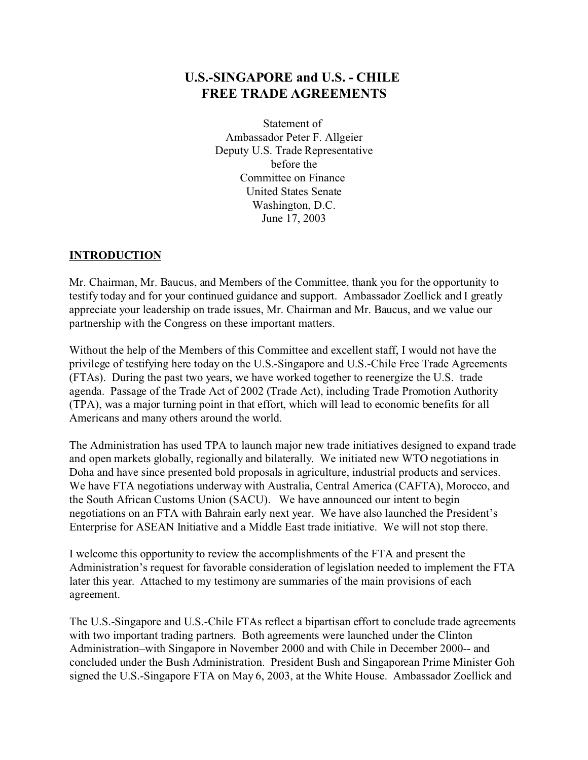# U.S.-SINGAPORE and U.S. - CHILE FREE TRADE AGREEMENTS

Statement of
Ambassador Peter F. Allgeier
Deputy U.S. Trade Representative
before the
Committee on Finance
United States Senate
Washington, D.C.
June 17, 2003

## INTRODUCTION

Mr. Chairman, Mr. Baucus, and Members of the Committee, thank you for the opportunity to testify today and for your continued guidance and support. Ambassador Zoellick and I greatly appreciate your leadership on trade issues, Mr. Chairman and Mr. Baucus, and we value our partnership with the Congress on these important matters.

Without the help of the Members of this Committee and excellent staff, I would not have the privilege of testifying here today on the U.S.-Singapore and U.S.-Chile Free Trade Agreements (FTAs). During the past two years, we have worked together to reenergize the U.S. trade agenda. Passage of the Trade Act of 2002 (Trade Act), including Trade Promotion Authority (TPA), was a major turning point in that effort, which will lead to economic benefits for all Americans and many others around the world.

The Administration has used TPA to launch major new trade initiatives designed to expand trade and open markets globally, regionally and bilaterally. We initiated new WTO negotiations in Doha and have since presented bold proposals in agriculture, industrial products and services. We have FTA negotiations underway with Australia, Central America (CAFTA), Morocco, and the South African Customs Union (SACU). We have announced our intent to begin negotiations on an FTA with Bahrain early next year. We have also launched the President's Enterprise for ASEAN Initiative and a Middle East trade initiative. We will not stop there.

I welcome this opportunity to review the accomplishments of the FTA and present the Administration's request for favorable consideration of legislation needed to implement the FTA later this year. Attached to my testimony are summaries of the main provisions of each agreement.

The U.S.-Singapore and U.S.-Chile FTAs reflect a bipartisan effort to conclude trade agreements with two important trading partners. Both agreements were launched under the Clinton Administration–with Singapore in November 2000 and with Chile in December 2000-- and concluded under the Bush Administration. President Bush and Singaporean Prime Minister Goh signed the U.S.-Singapore FTA on May 6, 2003, at the White House. Ambassador Zoellick and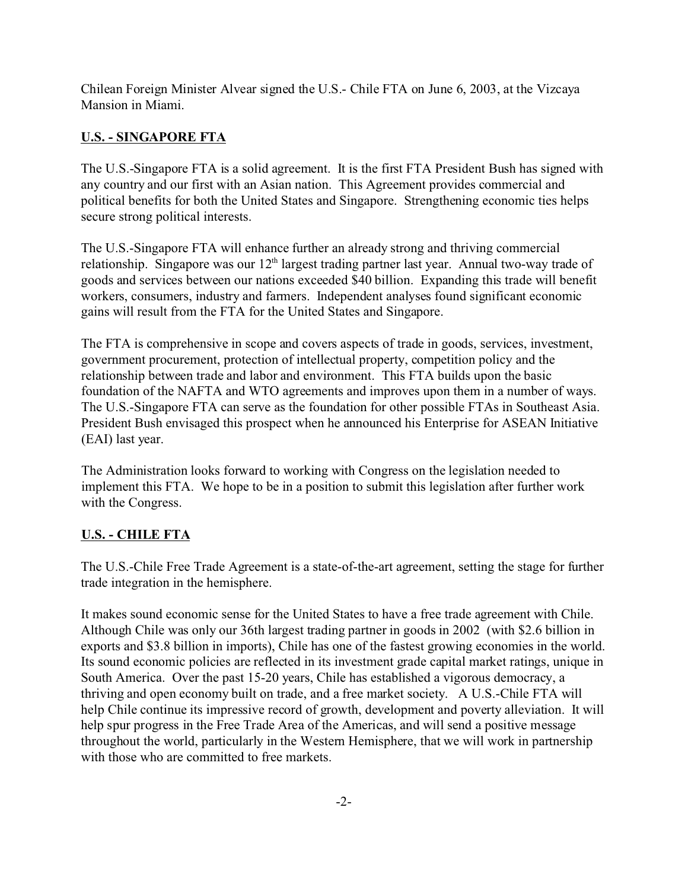Chilean Foreign Minister Alvear signed the U.S.- Chile FTA on June 6, 2003, at the Vizcaya Mansion in Miami.

## U.S. - SINGAPORE FTA

The U.S.-Singapore FTA is a solid agreement. It is the first FTA President Bush has signed with any country and our first with an Asian nation. This Agreement provides commercial and political benefits for both the United States and Singapore. Strengthening economic ties helps secure strong political interests.

The U.S.-Singapore FTA will enhance further an already strong and thriving commercial relationship. Singapore was our 12th largest trading partner last year. Annual two-way trade of goods and services between our nations exceeded $40 billion. Expanding this trade will benefit workers, consumers, industry and farmers. Independent analyses found significant economic gains will result from the FTA for the United States and Singapore.

The FTA is comprehensive in scope and covers aspects of trade in goods, services, investment, government procurement, protection of intellectual property, competition policy and the relationship between trade and labor and environment. This FTA builds upon the basic foundation of the NAFTA and WTO agreements and improves upon them in a number of ways. The U.S.-Singapore FTA can serve as the foundation for other possible FTAs in Southeast Asia. President Bush envisaged this prospect when he announced his Enterprise for ASEAN Initiative (EAI) last year.

The Administration looks forward to working with Congress on the legislation needed to implement this FTA. We hope to be in a position to submit this legislation after further work with the Congress.

## U.S. - CHILE FTA

The U.S.-Chile Free Trade Agreement is a state-of-the-art agreement, setting the stage for further trade integration in the hemisphere.

It makes sound economic sense for the United States to have a free trade agreement with Chile. Although Chile was only our 36th largest trading partner in goods in 2002 (with $2.6 billion in exports and $3.8 billion in imports), Chile has one of the fastest growing economies in the world. Its sound economic policies are reflected in its investment grade capital market ratings, unique in South America. Over the past 15-20 years, Chile has established a vigorous democracy, a thriving and open economy built on trade, and a free market society. A U.S.-Chile FTA will help Chile continue its impressive record of growth, development and poverty alleviation. It will help spur progress in the Free Trade Area of the Americas, and will send a positive message throughout the world, particularly in the Western Hemisphere, that we will work in partnership with those who are committed to free markets.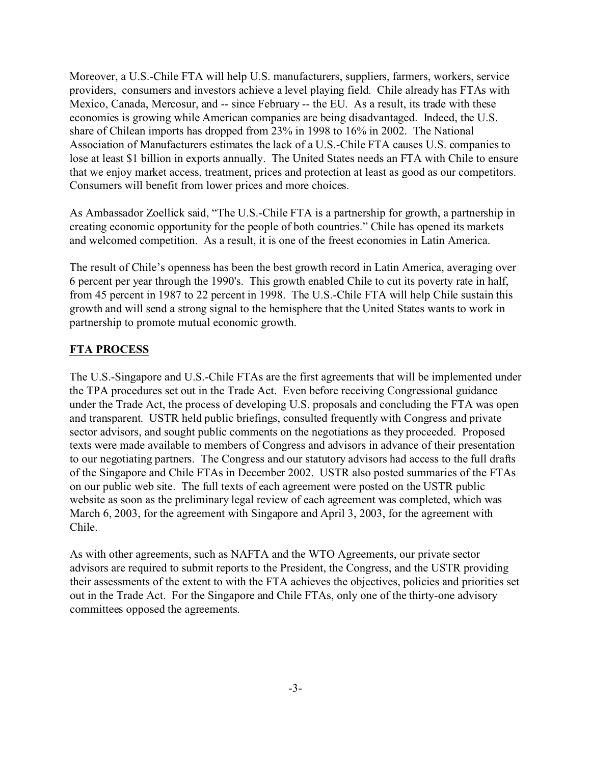Moreover, a U.S.-Chile FTA will help U.S. manufacturers, suppliers, farmers, workers, service providers, consumers and investors achieve a level playing field. Chile already has FTAs with Mexico, Canada, Mercosur, and -- since February -- the EU. As a result, its trade with these economies is growing while American companies are being disadvantaged. Indeed, the U.S. share of Chilean imports has dropped from 23% in 1998 to 16% in 2002. The National Association of Manufacturers estimates the lack of a U.S.-Chile FTA causes U.S. companies to lose at least $1 billion in exports annually. The United States needs an FTA with Chile to ensure that we enjoy market access, treatment, prices and protection at least as good as our competitors. Consumers will benefit from lower prices and more choices.

As Ambassador Zoellick said, "The U.S.-Chile FTA is a partnership for growth, a partnership in creating economic opportunity for the people of both countries." Chile has opened its markets and welcomed competition. As a result, it is one of the freest economies in Latin America.

The result of Chile's openness has been the best growth record in Latin America, averaging over 6 percent per year through the 1990's. This growth enabled Chile to cut its poverty rate in half, from 45 percent in 1987 to 22 percent in 1998. The U.S.-Chile FTA will help Chile sustain this growth and will send a strong signal to the hemisphere that the United States wants to work in partnership to promote mutual economic growth.

## FTA PROCESS

The U.S.-Singapore and U.S.-Chile FTAs are the first agreements that will be implemented under the TPA procedures set out in the Trade Act. Even before receiving Congressional guidance under the Trade Act, the process of developing U.S. proposals and concluding the FTA was open and transparent. USTR held public briefings, consulted frequently with Congress and private sector advisors, and sought public comments on the negotiations as they proceeded. Proposed texts were made available to members of Congress and advisors in advance of their presentation to our negotiating partners. The Congress and our statutory advisors had access to the full drafts of the Singapore and Chile FTAs in December 2002. USTR also posted summaries of the FTAs on our public web site. The full texts of each agreement were posted on the USTR public website as soon as the preliminary legal review of each agreement was completed, which was March 6, 2003, for the agreement with Singapore and April 3, 2003, for the agreement with Chile.

As with other agreements, such as NAFTA and the WTO Agreements, our private sector advisors are required to submit reports to the President, the Congress, and the USTR providing their assessments of the extent to with the FTA achieves the objectives, policies and priorities set out in the Trade Act. For the Singapore and Chile FTAs, only one of the thirty-one advisory committees opposed the agreements.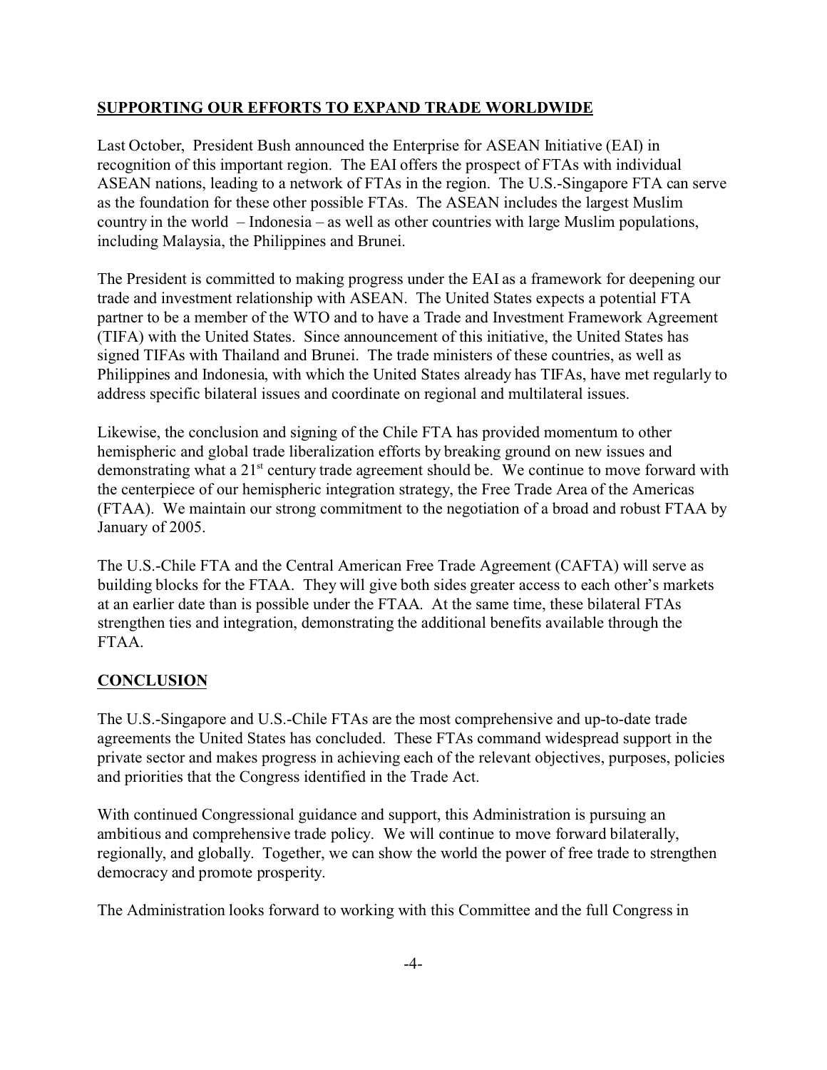## **SUPPORTING OUR EFFORTS TO EXPAND TRADE WORLDWIDE**

Last October, President Bush announced the Enterprise for ASEAN Initiative (EAI) in recognition of this important region. The EAI offers the prospect of FTAs with individual ASEAN nations, leading to a network of FTAs in the region. The U.S.-Singapore FTA can serve as the foundation for these other possible FTAs. The ASEAN includes the largest Muslim country in the world – Indonesia – as well as other countries with large Muslim populations, including Malaysia, the Philippines and Brunei.

The President is committed to making progress under the EAI as a framework for deepening our trade and investment relationship with ASEAN. The United States expects a potential FTA partner to be a member of the WTO and to have a Trade and Investment Framework Agreement (TIFA) with the United States. Since announcement of this initiative, the United States has signed TIFAs with Thailand and Brunei. The trade ministers of these countries, as well as Philippines and Indonesia, with which the United States already has TIFAs, have met regularly to address specific bilateral issues and coordinate on regional and multilateral issues.

Likewise, the conclusion and signing of the Chile FTA has provided momentum to other hemispheric and global trade liberalization efforts by breaking ground on new issues and demonstrating what a 21st century trade agreement should be. We continue to move forward with the centerpiece of our hemispheric integration strategy, the Free Trade Area of the Americas (FTAA). We maintain our strong commitment to the negotiation of a broad and robust FTAA by January of 2005.

The U.S.-Chile FTA and the Central American Free Trade Agreement (CAFTA) will serve as building blocks for the FTAA. They will give both sides greater access to each other's markets at an earlier date than is possible under the FTAA. At the same time, these bilateral FTAs strengthen ties and integration, demonstrating the additional benefits available through the FTAA.

## **CONCLUSION**

The U.S.-Singapore and U.S.-Chile FTAs are the most comprehensive and up-to-date trade agreements the United States has concluded. These FTAs command widespread support in the private sector and makes progress in achieving each of the relevant objectives, purposes, policies and priorities that the Congress identified in the Trade Act.

With continued Congressional guidance and support, this Administration is pursuing an ambitious and comprehensive trade policy. We will continue to move forward bilaterally, regionally, and globally. Together, we can show the world the power of free trade to strengthen democracy and promote prosperity.

The Administration looks forward to working with this Committee and the full Congress in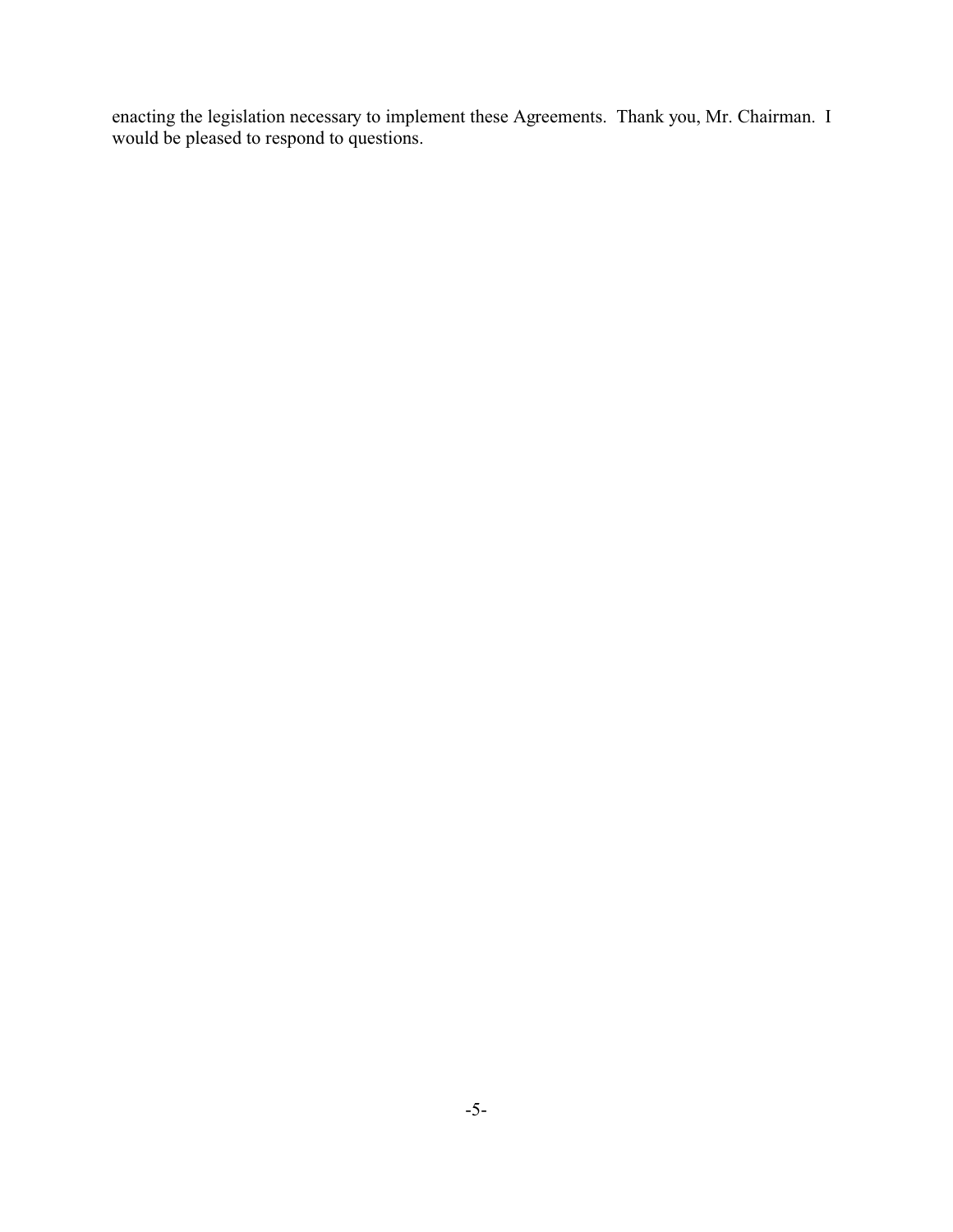enacting the legislation necessary to implement these Agreements. Thank you, Mr. Chairman. I would be pleased to respond to questions.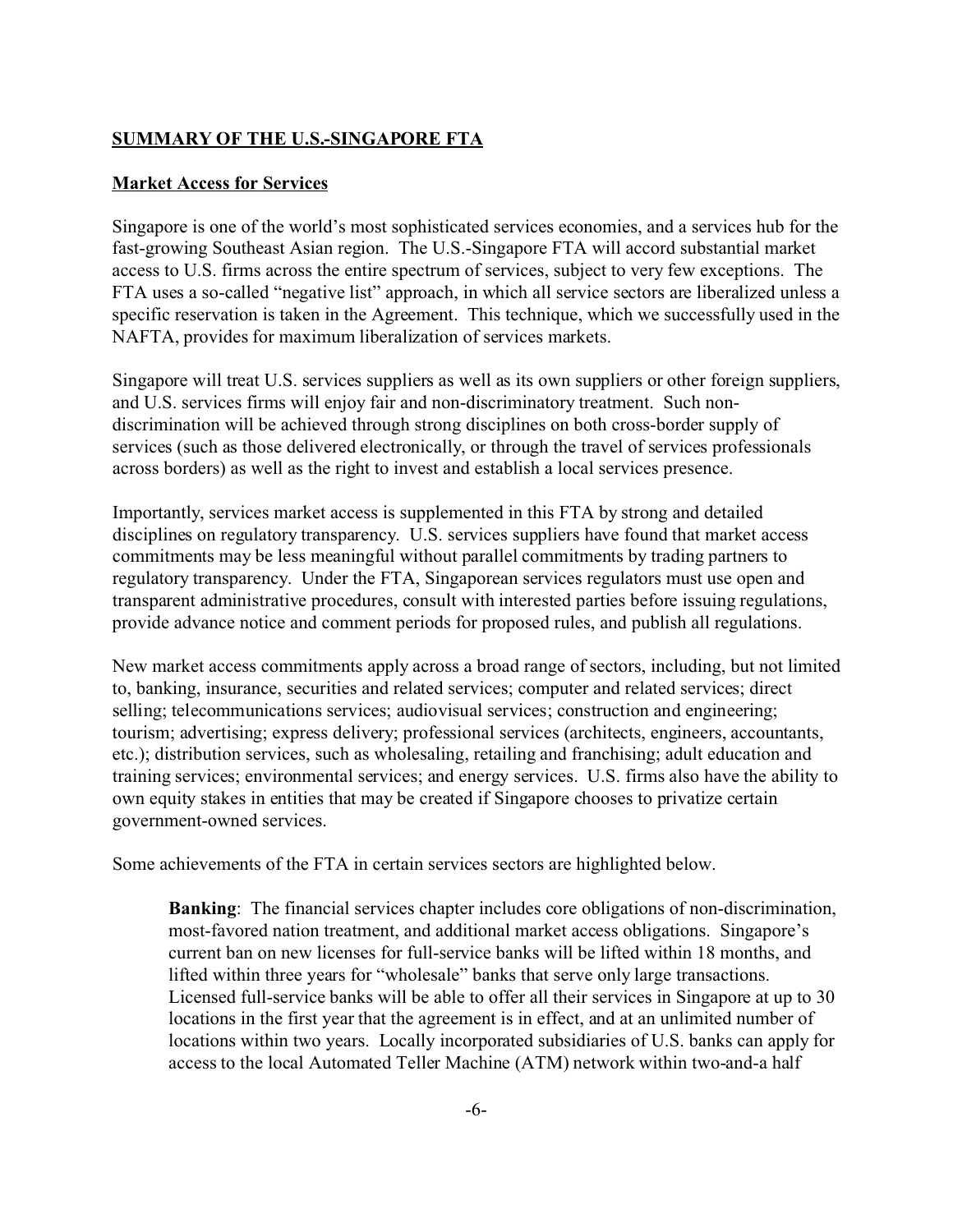## SUMMARY OF THE U.S.-SINGAPORE FTA

### Market Access for Services

Singapore is one of the world's most sophisticated services economies, and a services hub for the fast-growing Southeast Asian region. The U.S.-Singapore FTA will accord substantial market access to U.S. firms across the entire spectrum of services, subject to very few exceptions. The FTA uses a so-called "negative list" approach, in which all service sectors are liberalized unless a specific reservation is taken in the Agreement. This technique, which we successfully used in the NAFTA, provides for maximum liberalization of services markets.

Singapore will treat U.S. services suppliers as well as its own suppliers or other foreign suppliers, and U.S. services firms will enjoy fair and non-discriminatory treatment. Such non-discrimination will be achieved through strong disciplines on both cross-border supply of services (such as those delivered electronically, or through the travel of services professionals across borders) as well as the right to invest and establish a local services presence.

Importantly, services market access is supplemented in this FTA by strong and detailed disciplines on regulatory transparency. U.S. services suppliers have found that market access commitments may be less meaningful without parallel commitments by trading partners to regulatory transparency. Under the FTA, Singaporean services regulators must use open and transparent administrative procedures, consult with interested parties before issuing regulations, provide advance notice and comment periods for proposed rules, and publish all regulations.

New market access commitments apply across a broad range of sectors, including, but not limited to, banking, insurance, securities and related services; computer and related services; direct selling; telecommunications services; audiovisual services; construction and engineering; tourism; advertising; express delivery; professional services (architects, engineers, accountants, etc.); distribution services, such as wholesaling, retailing and franchising; adult education and training services; environmental services; and energy services. U.S. firms also have the ability to own equity stakes in entities that may be created if Singapore chooses to privatize certain government-owned services.

Some achievements of the FTA in certain services sectors are highlighted below.

> **Banking**: The financial services chapter includes core obligations of non-discrimination, most-favored nation treatment, and additional market access obligations. Singapore's current ban on new licenses for full-service banks will be lifted within 18 months, and lifted within three years for "wholesale" banks that serve only large transactions. Licensed full-service banks will be able to offer all their services in Singapore at up to 30 locations in the first year that the agreement is in effect, and at an unlimited number of locations within two years. Locally incorporated subsidiaries of U.S. banks can apply for access to the local Automated Teller Machine (ATM) network within two-and-a half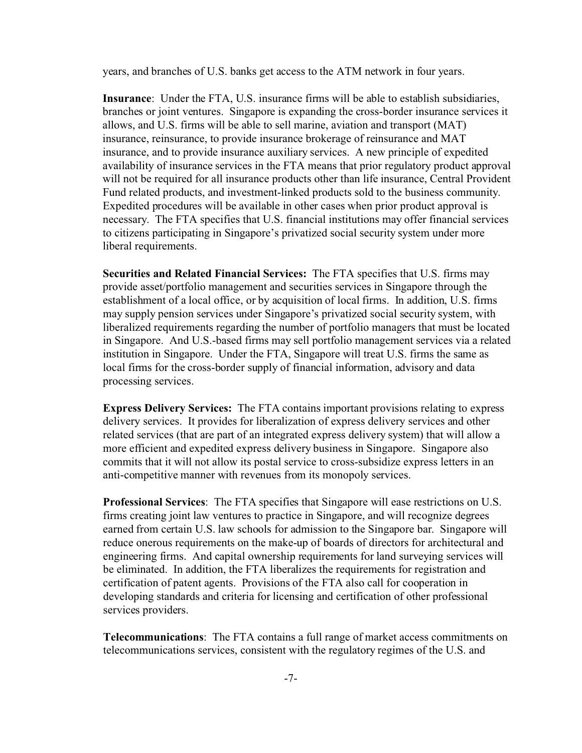years, and branches of U.S. banks get access to the ATM network in four years.

**Insurance**: Under the FTA, U.S. insurance firms will be able to establish subsidiaries, branches or joint ventures. Singapore is expanding the cross-border insurance services it allows, and U.S. firms will be able to sell marine, aviation and transport (MAT) insurance, reinsurance, to provide insurance brokerage of reinsurance and MAT insurance, and to provide insurance auxiliary services. A new principle of expedited availability of insurance services in the FTA means that prior regulatory product approval will not be required for all insurance products other than life insurance, Central Provident Fund related products, and investment-linked products sold to the business community. Expedited procedures will be available in other cases when prior product approval is necessary. The FTA specifies that U.S. financial institutions may offer financial services to citizens participating in Singapore's privatized social security system under more liberal requirements.

**Securities and Related Financial Services:** The FTA specifies that U.S. firms may provide asset/portfolio management and securities services in Singapore through the establishment of a local office, or by acquisition of local firms. In addition, U.S. firms may supply pension services under Singapore's privatized social security system, with liberalized requirements regarding the number of portfolio managers that must be located in Singapore. And U.S.-based firms may sell portfolio management services via a related institution in Singapore. Under the FTA, Singapore will treat U.S. firms the same as local firms for the cross-border supply of financial information, advisory and data processing services.

**Express Delivery Services:** The FTA contains important provisions relating to express delivery services. It provides for liberalization of express delivery services and other related services (that are part of an integrated express delivery system) that will allow a more efficient and expedited express delivery business in Singapore. Singapore also commits that it will not allow its postal service to cross-subsidize express letters in an anti-competitive manner with revenues from its monopoly services.

**Professional Services**: The FTA specifies that Singapore will ease restrictions on U.S. firms creating joint law ventures to practice in Singapore, and will recognize degrees earned from certain U.S. law schools for admission to the Singapore bar. Singapore will reduce onerous requirements on the make-up of boards of directors for architectural and engineering firms. And capital ownership requirements for land surveying services will be eliminated. In addition, the FTA liberalizes the requirements for registration and certification of patent agents. Provisions of the FTA also call for cooperation in developing standards and criteria for licensing and certification of other professional services providers.

**Telecommunications**: The FTA contains a full range of market access commitments on telecommunications services, consistent with the regulatory regimes of the U.S. and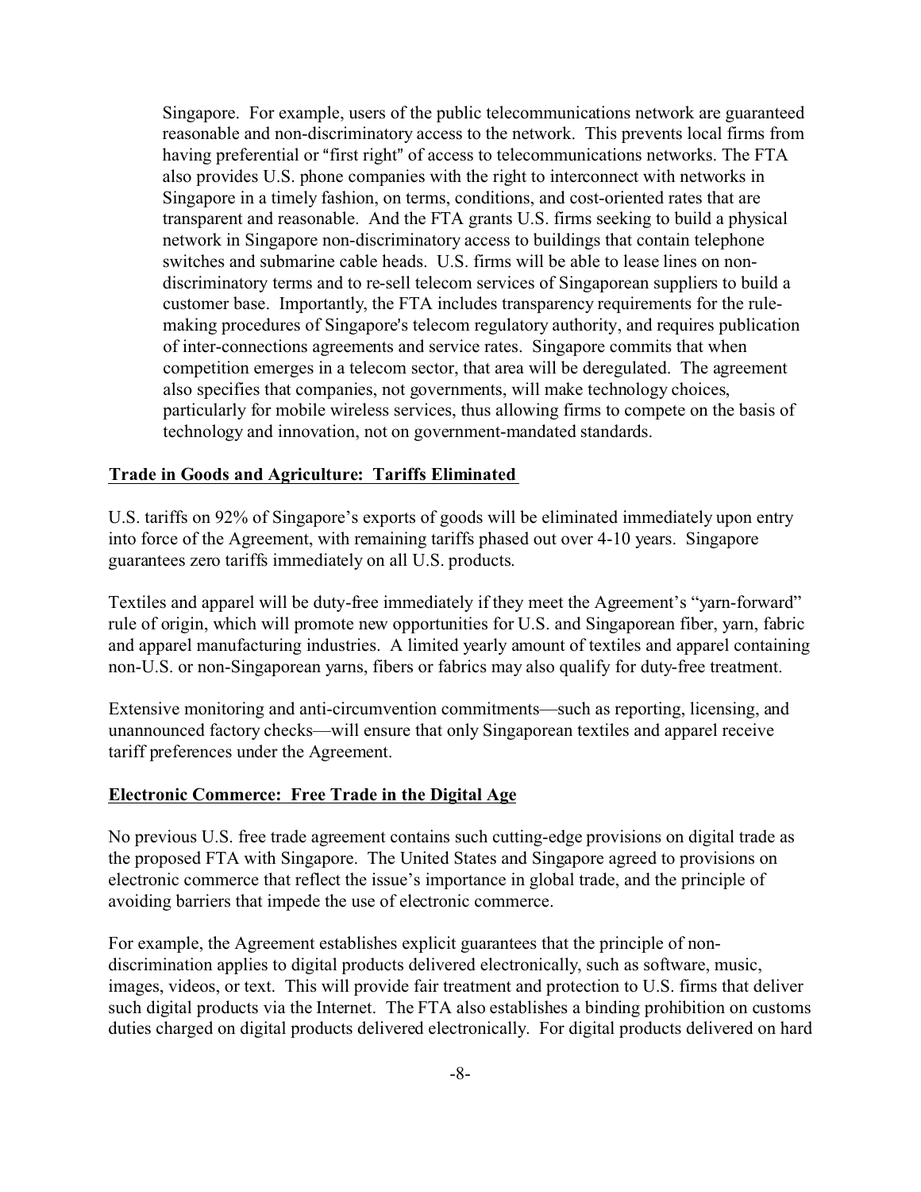Singapore. For example, users of the public telecommunications network are guaranteed reasonable and non-discriminatory access to the network. This prevents local firms from having preferential or "first right" of access to telecommunications networks. The FTA also provides U.S. phone companies with the right to interconnect with networks in Singapore in a timely fashion, on terms, conditions, and cost-oriented rates that are transparent and reasonable. And the FTA grants U.S. firms seeking to build a physical network in Singapore non-discriminatory access to buildings that contain telephone switches and submarine cable heads. U.S. firms will be able to lease lines on non-discriminatory terms and to re-sell telecom services of Singaporean suppliers to build a customer base. Importantly, the FTA includes transparency requirements for the rule-making procedures of Singapore's telecom regulatory authority, and requires publication of inter-connections agreements and service rates. Singapore commits that when competition emerges in a telecom sector, that area will be deregulated. The agreement also specifies that companies, not governments, will make technology choices, particularly for mobile wireless services, thus allowing firms to compete on the basis of technology and innovation, not on government-mandated standards.

## Trade in Goods and Agriculture: Tariffs Eliminated

U.S. tariffs on 92% of Singapore's exports of goods will be eliminated immediately upon entry into force of the Agreement, with remaining tariffs phased out over 4-10 years. Singapore guarantees zero tariffs immediately on all U.S. products.

Textiles and apparel will be duty-free immediately if they meet the Agreement's "yarn-forward" rule of origin, which will promote new opportunities for U.S. and Singaporean fiber, yarn, fabric and apparel manufacturing industries. A limited yearly amount of textiles and apparel containing non-U.S. or non-Singaporean yarns, fibers or fabrics may also qualify for duty-free treatment.

Extensive monitoring and anti-circumvention commitments—such as reporting, licensing, and unannounced factory checks—will ensure that only Singaporean textiles and apparel receive tariff preferences under the Agreement.

## Electronic Commerce: Free Trade in the Digital Age

No previous U.S. free trade agreement contains such cutting-edge provisions on digital trade as the proposed FTA with Singapore. The United States and Singapore agreed to provisions on electronic commerce that reflect the issue's importance in global trade, and the principle of avoiding barriers that impede the use of electronic commerce.

For example, the Agreement establishes explicit guarantees that the principle of non-discrimination applies to digital products delivered electronically, such as software, music, images, videos, or text. This will provide fair treatment and protection to U.S. firms that deliver such digital products via the Internet. The FTA also establishes a binding prohibition on customs duties charged on digital products delivered electronically. For digital products delivered on hard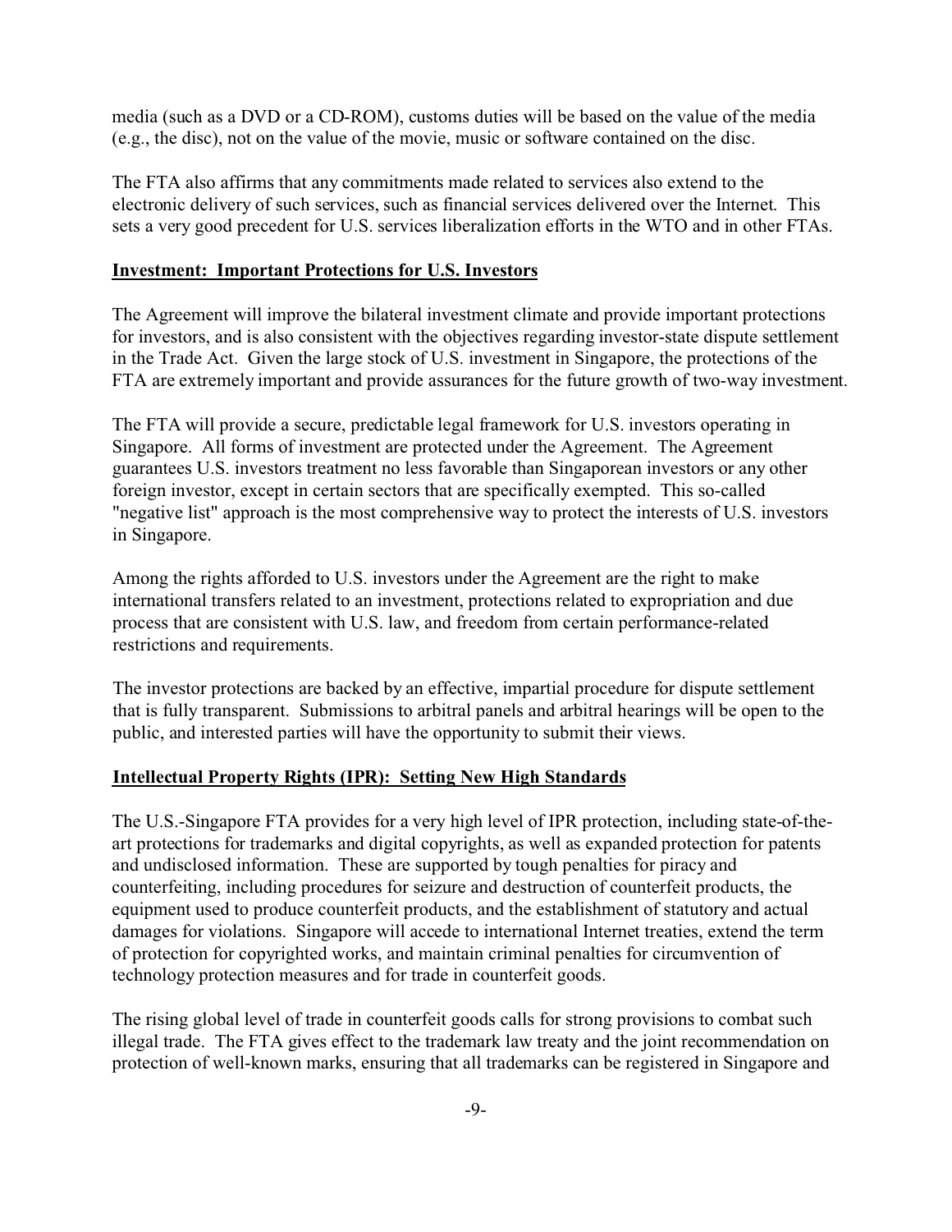media (such as a DVD or a CD-ROM), customs duties will be based on the value of the media (e.g., the disc), not on the value of the movie, music or software contained on the disc.

The FTA also affirms that any commitments made related to services also extend to the electronic delivery of such services, such as financial services delivered over the Internet. This sets a very good precedent for U.S. services liberalization efforts in the WTO and in other FTAs.

**Investment: Important Protections for U.S. Investors**

The Agreement will improve the bilateral investment climate and provide important protections for investors, and is also consistent with the objectives regarding investor-state dispute settlement in the Trade Act. Given the large stock of U.S. investment in Singapore, the protections of the FTA are extremely important and provide assurances for the future growth of two-way investment.

The FTA will provide a secure, predictable legal framework for U.S. investors operating in Singapore. All forms of investment are protected under the Agreement. The Agreement guarantees U.S. investors treatment no less favorable than Singaporean investors or any other foreign investor, except in certain sectors that are specifically exempted. This so-called "negative list" approach is the most comprehensive way to protect the interests of U.S. investors in Singapore.

Among the rights afforded to U.S. investors under the Agreement are the right to make international transfers related to an investment, protections related to expropriation and due process that are consistent with U.S. law, and freedom from certain performance-related restrictions and requirements.

The investor protections are backed by an effective, impartial procedure for dispute settlement that is fully transparent. Submissions to arbitral panels and arbitral hearings will be open to the public, and interested parties will have the opportunity to submit their views.

**Intellectual Property Rights (IPR): Setting New High Standards**

The U.S.-Singapore FTA provides for a very high level of IPR protection, including state-of-the-art protections for trademarks and digital copyrights, as well as expanded protection for patents and undisclosed information. These are supported by tough penalties for piracy and counterfeiting, including procedures for seizure and destruction of counterfeit products, the equipment used to produce counterfeit products, and the establishment of statutory and actual damages for violations. Singapore will accede to international Internet treaties, extend the term of protection for copyrighted works, and maintain criminal penalties for circumvention of technology protection measures and for trade in counterfeit goods.

The rising global level of trade in counterfeit goods calls for strong provisions to combat such illegal trade. The FTA gives effect to the trademark law treaty and the joint recommendation on protection of well-known marks, ensuring that all trademarks can be registered in Singapore and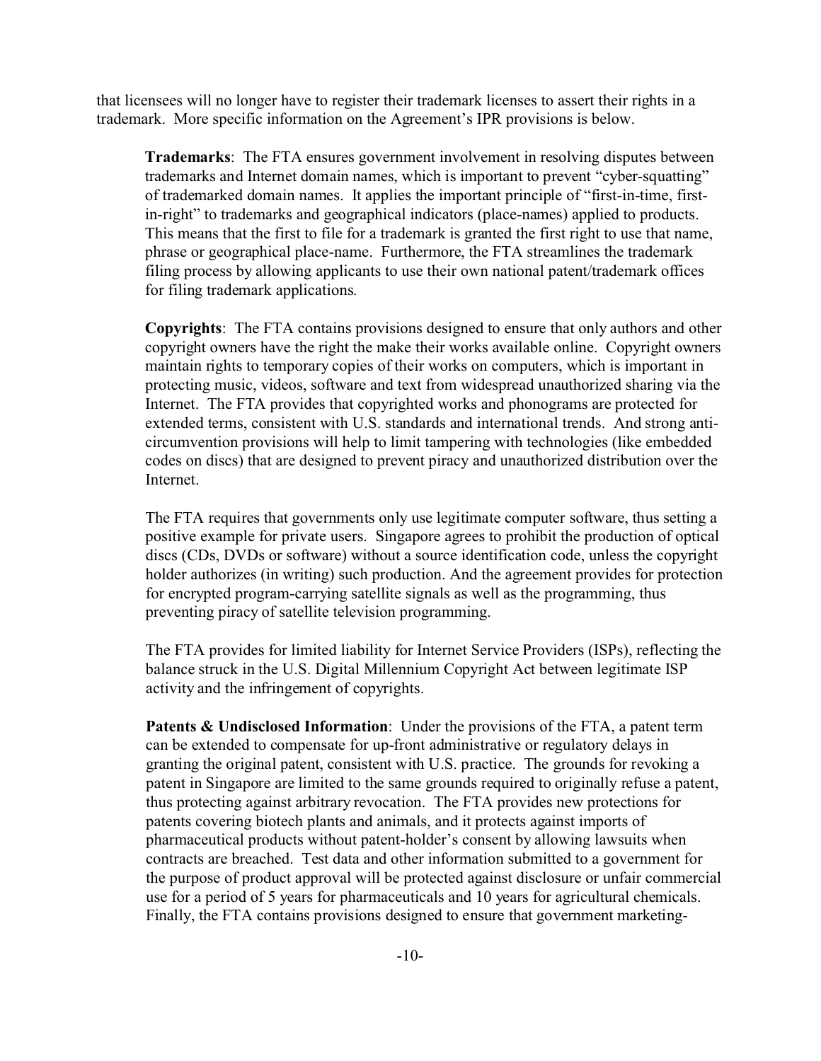that licensees will no longer have to register their trademark licenses to assert their rights in a trademark. More specific information on the Agreement's IPR provisions is below.

**Trademarks**: The FTA ensures government involvement in resolving disputes between trademarks and Internet domain names, which is important to prevent "cyber-squatting" of trademarked domain names. It applies the important principle of "first-in-time, first-in-right" to trademarks and geographical indicators (place-names) applied to products. This means that the first to file for a trademark is granted the first right to use that name, phrase or geographical place-name. Furthermore, the FTA streamlines the trademark filing process by allowing applicants to use their own national patent/trademark offices for filing trademark applications.

**Copyrights**: The FTA contains provisions designed to ensure that only authors and other copyright owners have the right the make their works available online. Copyright owners maintain rights to temporary copies of their works on computers, which is important in protecting music, videos, software and text from widespread unauthorized sharing via the Internet. The FTA provides that copyrighted works and phonograms are protected for extended terms, consistent with U.S. standards and international trends. And strong anti-circumvention provisions will help to limit tampering with technologies (like embedded codes on discs) that are designed to prevent piracy and unauthorized distribution over the Internet.

The FTA requires that governments only use legitimate computer software, thus setting a positive example for private users. Singapore agrees to prohibit the production of optical discs (CDs, DVDs or software) without a source identification code, unless the copyright holder authorizes (in writing) such production. And the agreement provides for protection for encrypted program-carrying satellite signals as well as the programming, thus preventing piracy of satellite television programming.

The FTA provides for limited liability for Internet Service Providers (ISPs), reflecting the balance struck in the U.S. Digital Millennium Copyright Act between legitimate ISP activity and the infringement of copyrights.

**Patents & Undisclosed Information**: Under the provisions of the FTA, a patent term can be extended to compensate for up-front administrative or regulatory delays in granting the original patent, consistent with U.S. practice. The grounds for revoking a patent in Singapore are limited to the same grounds required to originally refuse a patent, thus protecting against arbitrary revocation. The FTA provides new protections for patents covering biotech plants and animals, and it protects against imports of pharmaceutical products without patent-holder's consent by allowing lawsuits when contracts are breached. Test data and other information submitted to a government for the purpose of product approval will be protected against disclosure or unfair commercial use for a period of 5 years for pharmaceuticals and 10 years for agricultural chemicals. Finally, the FTA contains provisions designed to ensure that government marketing-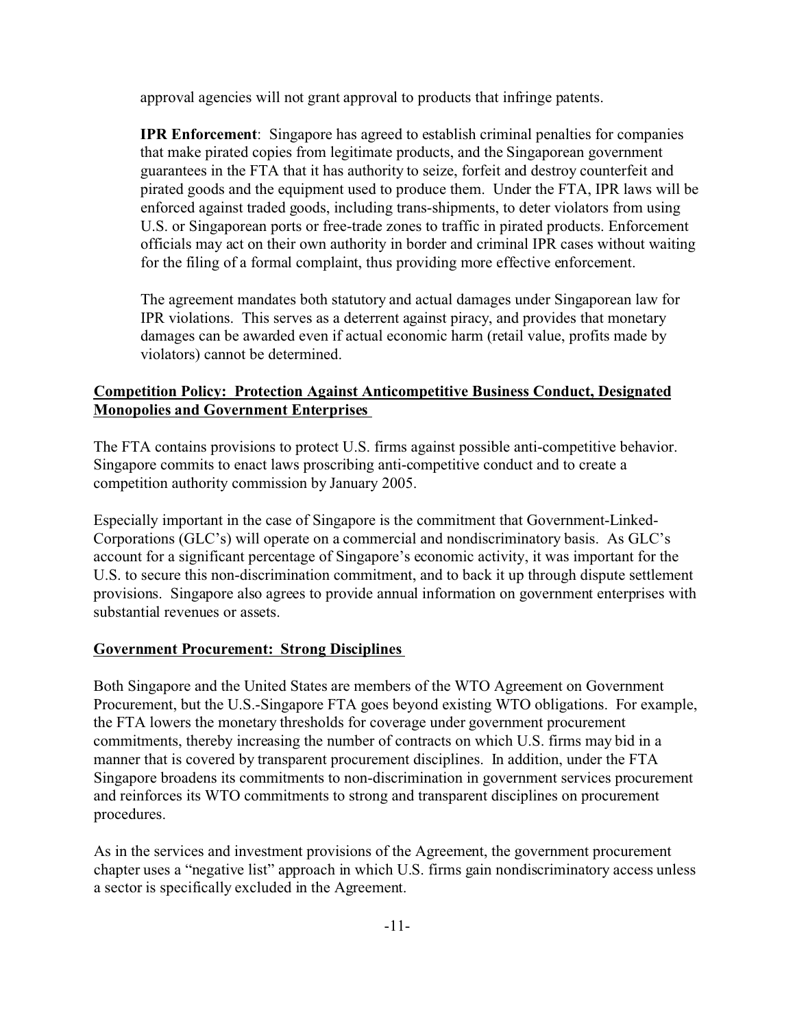approval agencies will not grant approval to products that infringe patents.

**IPR Enforcement**: Singapore has agreed to establish criminal penalties for companies that make pirated copies from legitimate products, and the Singaporean government guarantees in the FTA that it has authority to seize, forfeit and destroy counterfeit and pirated goods and the equipment used to produce them. Under the FTA, IPR laws will be enforced against traded goods, including trans-shipments, to deter violators from using U.S. or Singaporean ports or free-trade zones to traffic in pirated products. Enforcement officials may act on their own authority in border and criminal IPR cases without waiting for the filing of a formal complaint, thus providing more effective enforcement.

The agreement mandates both statutory and actual damages under Singaporean law for IPR violations. This serves as a deterrent against piracy, and provides that monetary damages can be awarded even if actual economic harm (retail value, profits made by violators) cannot be determined.

## Competition Policy: Protection Against Anticompetitive Business Conduct, Designated Monopolies and Government Enterprises

The FTA contains provisions to protect U.S. firms against possible anti-competitive behavior. Singapore commits to enact laws proscribing anti-competitive conduct and to create a competition authority commission by January 2005.

Especially important in the case of Singapore is the commitment that Government-Linked-Corporations (GLC's) will operate on a commercial and nondiscriminatory basis. As GLC's account for a significant percentage of Singapore's economic activity, it was important for the U.S. to secure this non-discrimination commitment, and to back it up through dispute settlement provisions. Singapore also agrees to provide annual information on government enterprises with substantial revenues or assets.

## Government Procurement: Strong Disciplines

Both Singapore and the United States are members of the WTO Agreement on Government Procurement, but the U.S.-Singapore FTA goes beyond existing WTO obligations. For example, the FTA lowers the monetary thresholds for coverage under government procurement commitments, thereby increasing the number of contracts on which U.S. firms may bid in a manner that is covered by transparent procurement disciplines. In addition, under the FTA Singapore broadens its commitments to non-discrimination in government services procurement and reinforces its WTO commitments to strong and transparent disciplines on procurement procedures.

As in the services and investment provisions of the Agreement, the government procurement chapter uses a "negative list" approach in which U.S. firms gain nondiscriminatory access unless a sector is specifically excluded in the Agreement.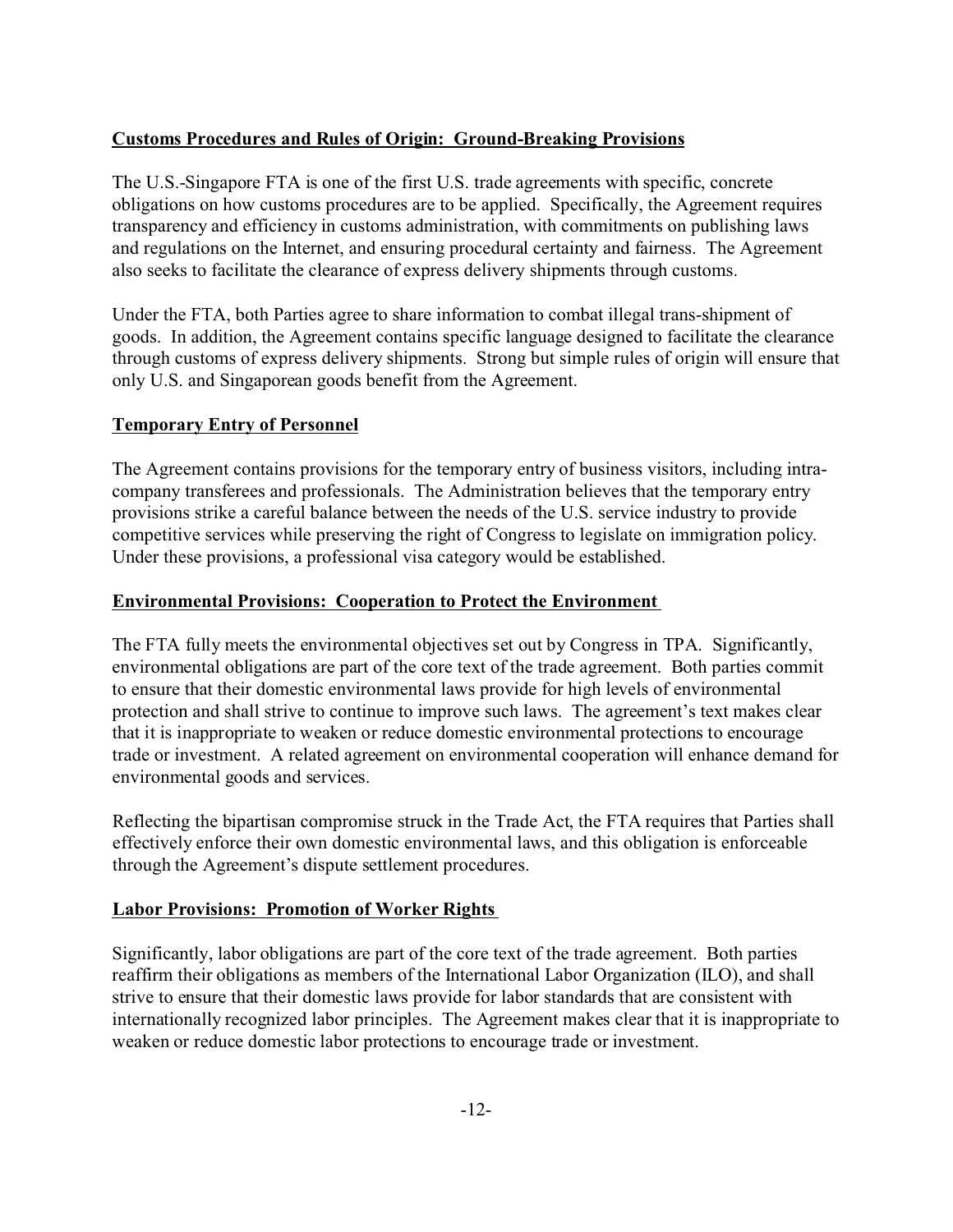**Customs Procedures and Rules of Origin: Ground-Breaking Provisions**

The U.S.-Singapore FTA is one of the first U.S. trade agreements with specific, concrete obligations on how customs procedures are to be applied. Specifically, the Agreement requires transparency and efficiency in customs administration, with commitments on publishing laws and regulations on the Internet, and ensuring procedural certainty and fairness. The Agreement also seeks to facilitate the clearance of express delivery shipments through customs.

Under the FTA, both Parties agree to share information to combat illegal trans-shipment of goods. In addition, the Agreement contains specific language designed to facilitate the clearance through customs of express delivery shipments. Strong but simple rules of origin will ensure that only U.S. and Singaporean goods benefit from the Agreement.

**Temporary Entry of Personnel**

The Agreement contains provisions for the temporary entry of business visitors, including intra-company transferees and professionals. The Administration believes that the temporary entry provisions strike a careful balance between the needs of the U.S. service industry to provide competitive services while preserving the right of Congress to legislate on immigration policy. Under these provisions, a professional visa category would be established.

**Environmental Provisions: Cooperation to Protect the Environment**

The FTA fully meets the environmental objectives set out by Congress in TPA. Significantly, environmental obligations are part of the core text of the trade agreement. Both parties commit to ensure that their domestic environmental laws provide for high levels of environmental protection and shall strive to continue to improve such laws. The agreement's text makes clear that it is inappropriate to weaken or reduce domestic environmental protections to encourage trade or investment. A related agreement on environmental cooperation will enhance demand for environmental goods and services.

Reflecting the bipartisan compromise struck in the Trade Act, the FTA requires that Parties shall effectively enforce their own domestic environmental laws, and this obligation is enforceable through the Agreement's dispute settlement procedures.

**Labor Provisions: Promotion of Worker Rights**

Significantly, labor obligations are part of the core text of the trade agreement. Both parties reaffirm their obligations as members of the International Labor Organization (ILO), and shall strive to ensure that their domestic laws provide for labor standards that are consistent with internationally recognized labor principles. The Agreement makes clear that it is inappropriate to weaken or reduce domestic labor protections to encourage trade or investment.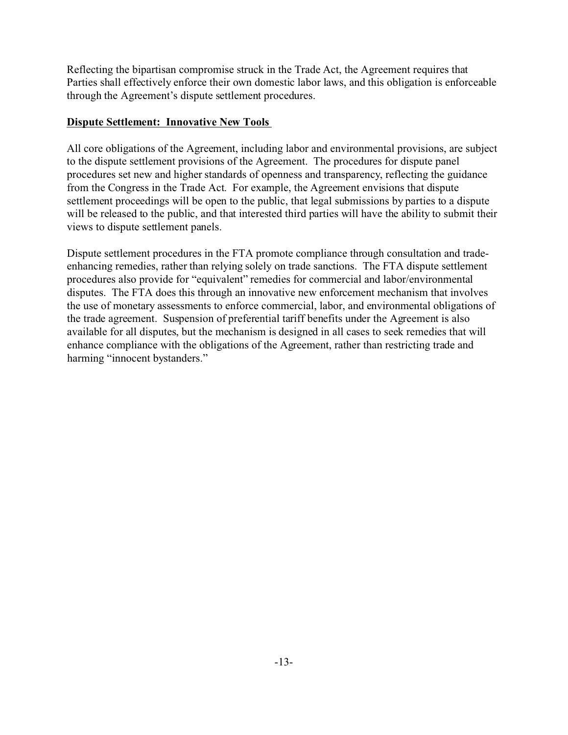Reflecting the bipartisan compromise struck in the Trade Act, the Agreement requires that Parties shall effectively enforce their own domestic labor laws, and this obligation is enforceable through the Agreement's dispute settlement procedures.

**Dispute Settlement: Innovative New Tools**

All core obligations of the Agreement, including labor and environmental provisions, are subject to the dispute settlement provisions of the Agreement. The procedures for dispute panel procedures set new and higher standards of openness and transparency, reflecting the guidance from the Congress in the Trade Act. For example, the Agreement envisions that dispute settlement proceedings will be open to the public, that legal submissions by parties to a dispute will be released to the public, and that interested third parties will have the ability to submit their views to dispute settlement panels.

Dispute settlement procedures in the FTA promote compliance through consultation and trade-enhancing remedies, rather than relying solely on trade sanctions. The FTA dispute settlement procedures also provide for "equivalent" remedies for commercial and labor/environmental disputes. The FTA does this through an innovative new enforcement mechanism that involves the use of monetary assessments to enforce commercial, labor, and environmental obligations of the trade agreement. Suspension of preferential tariff benefits under the Agreement is also available for all disputes, but the mechanism is designed in all cases to seek remedies that will enhance compliance with the obligations of the Agreement, rather than restricting trade and harming "innocent bystanders."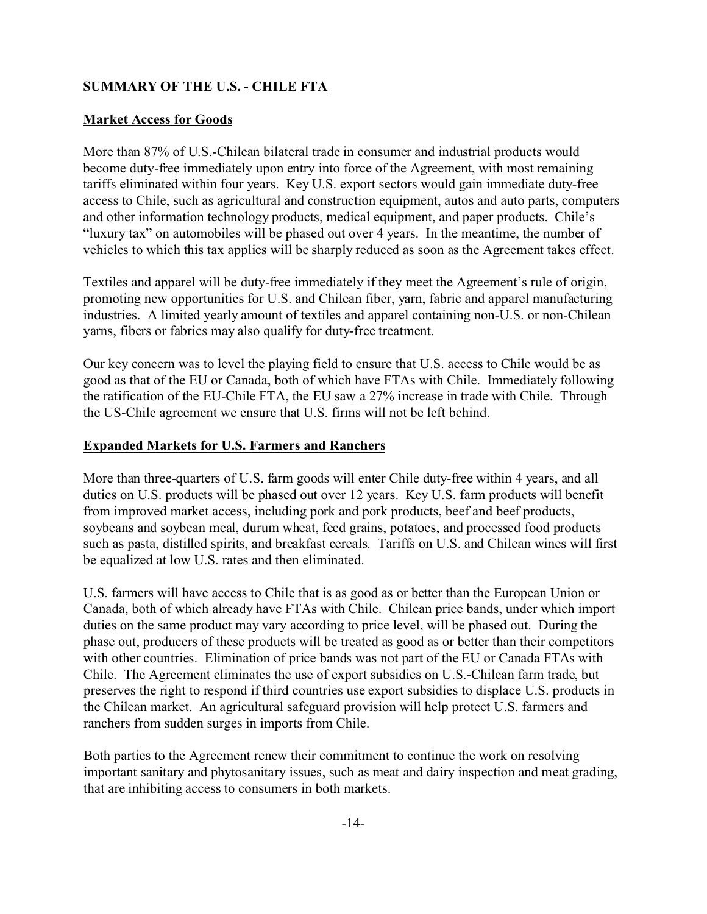## SUMMARY OF THE U.S. - CHILE FTA

### Market Access for Goods

More than 87% of U.S.-Chilean bilateral trade in consumer and industrial products would become duty-free immediately upon entry into force of the Agreement, with most remaining tariffs eliminated within four years. Key U.S. export sectors would gain immediate duty-free access to Chile, such as agricultural and construction equipment, autos and auto parts, computers and other information technology products, medical equipment, and paper products. Chile's "luxury tax" on automobiles will be phased out over 4 years. In the meantime, the number of vehicles to which this tax applies will be sharply reduced as soon as the Agreement takes effect.

Textiles and apparel will be duty-free immediately if they meet the Agreement's rule of origin, promoting new opportunities for U.S. and Chilean fiber, yarn, fabric and apparel manufacturing industries. A limited yearly amount of textiles and apparel containing non-U.S. or non-Chilean yarns, fibers or fabrics may also qualify for duty-free treatment.

Our key concern was to level the playing field to ensure that U.S. access to Chile would be as good as that of the EU or Canada, both of which have FTAs with Chile. Immediately following the ratification of the EU-Chile FTA, the EU saw a 27% increase in trade with Chile. Through the US-Chile agreement we ensure that U.S. firms will not be left behind.

### Expanded Markets for U.S. Farmers and Ranchers

More than three-quarters of U.S. farm goods will enter Chile duty-free within 4 years, and all duties on U.S. products will be phased out over 12 years. Key U.S. farm products will benefit from improved market access, including pork and pork products, beef and beef products, soybeans and soybean meal, durum wheat, feed grains, potatoes, and processed food products such as pasta, distilled spirits, and breakfast cereals. Tariffs on U.S. and Chilean wines will first be equalized at low U.S. rates and then eliminated.

U.S. farmers will have access to Chile that is as good as or better than the European Union or Canada, both of which already have FTAs with Chile. Chilean price bands, under which import duties on the same product may vary according to price level, will be phased out. During the phase out, producers of these products will be treated as good as or better than their competitors with other countries. Elimination of price bands was not part of the EU or Canada FTAs with Chile. The Agreement eliminates the use of export subsidies on U.S.-Chilean farm trade, but preserves the right to respond if third countries use export subsidies to displace U.S. products in the Chilean market. An agricultural safeguard provision will help protect U.S. farmers and ranchers from sudden surges in imports from Chile.

Both parties to the Agreement renew their commitment to continue the work on resolving important sanitary and phytosanitary issues, such as meat and dairy inspection and meat grading, that are inhibiting access to consumers in both markets.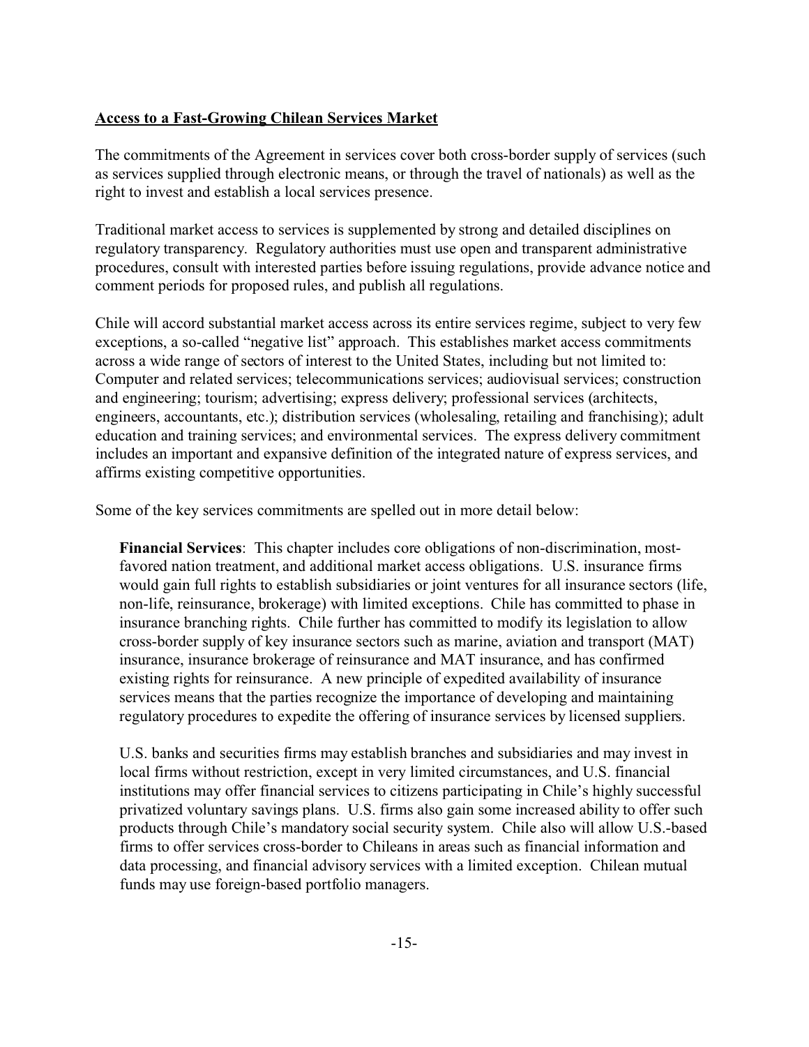## Access to a Fast-Growing Chilean Services Market

The commitments of the Agreement in services cover both cross-border supply of services (such as services supplied through electronic means, or through the travel of nationals) as well as the right to invest and establish a local services presence.

Traditional market access to services is supplemented by strong and detailed disciplines on regulatory transparency. Regulatory authorities must use open and transparent administrative procedures, consult with interested parties before issuing regulations, provide advance notice and comment periods for proposed rules, and publish all regulations.

Chile will accord substantial market access across its entire services regime, subject to very few exceptions, a so-called "negative list" approach. This establishes market access commitments across a wide range of sectors of interest to the United States, including but not limited to: Computer and related services; telecommunications services; audiovisual services; construction and engineering; tourism; advertising; express delivery; professional services (architects, engineers, accountants, etc.); distribution services (wholesaling, retailing and franchising); adult education and training services; and environmental services. The express delivery commitment includes an important and expansive definition of the integrated nature of express services, and affirms existing competitive opportunities.

Some of the key services commitments are spelled out in more detail below:

**Financial Services**: This chapter includes core obligations of non-discrimination, most-favored nation treatment, and additional market access obligations. U.S. insurance firms would gain full rights to establish subsidiaries or joint ventures for all insurance sectors (life, non-life, reinsurance, brokerage) with limited exceptions. Chile has committed to phase in insurance branching rights. Chile further has committed to modify its legislation to allow cross-border supply of key insurance sectors such as marine, aviation and transport (MAT) insurance, insurance brokerage of reinsurance and MAT insurance, and has confirmed existing rights for reinsurance. A new principle of expedited availability of insurance services means that the parties recognize the importance of developing and maintaining regulatory procedures to expedite the offering of insurance services by licensed suppliers.

U.S. banks and securities firms may establish branches and subsidiaries and may invest in local firms without restriction, except in very limited circumstances, and U.S. financial institutions may offer financial services to citizens participating in Chile's highly successful privatized voluntary savings plans. U.S. firms also gain some increased ability to offer such products through Chile's mandatory social security system. Chile also will allow U.S.-based firms to offer services cross-border to Chileans in areas such as financial information and data processing, and financial advisory services with a limited exception. Chilean mutual funds may use foreign-based portfolio managers.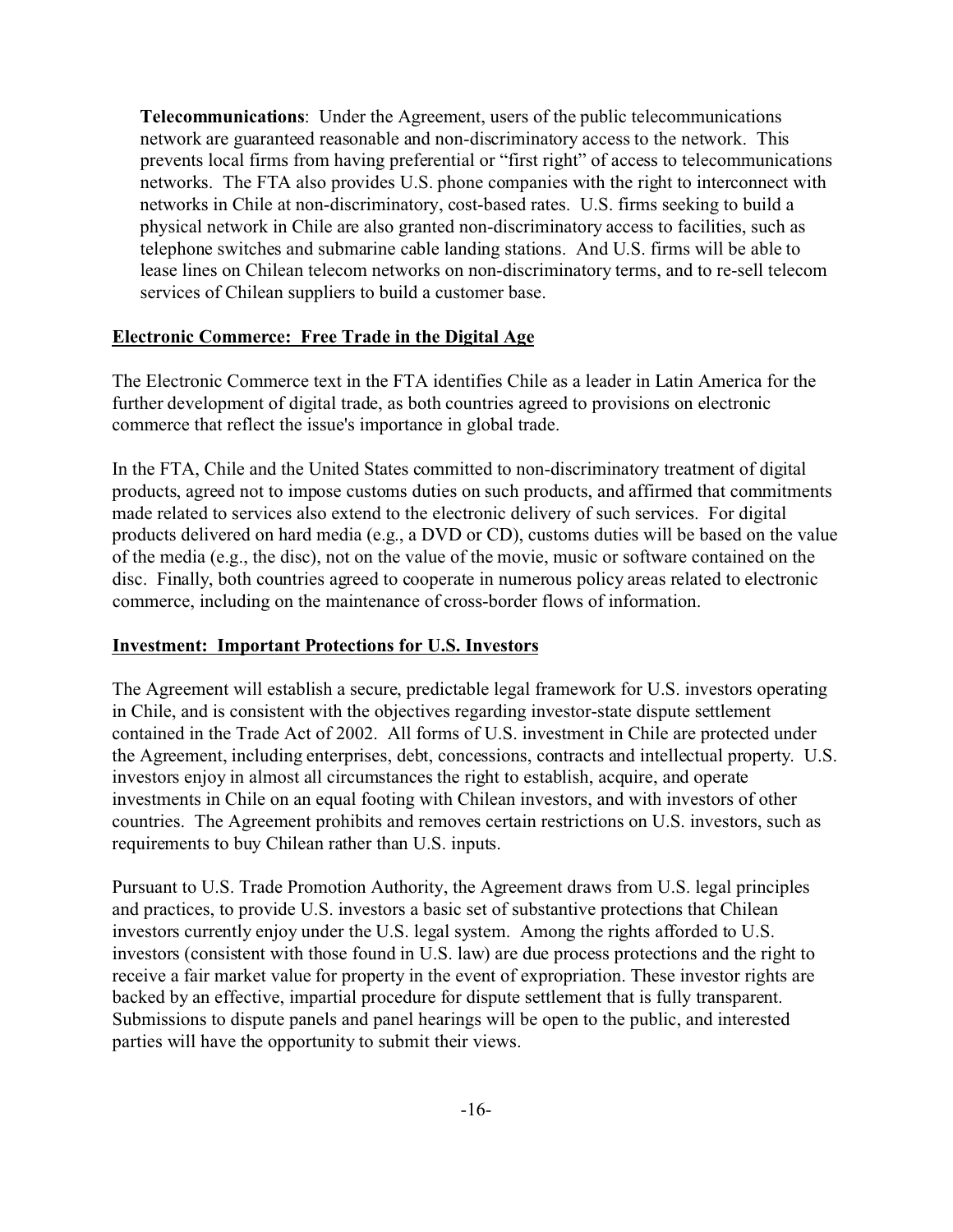**Telecommunications**: Under the Agreement, users of the public telecommunications network are guaranteed reasonable and non-discriminatory access to the network. This prevents local firms from having preferential or "first right" of access to telecommunications networks. The FTA also provides U.S. phone companies with the right to interconnect with networks in Chile at non-discriminatory, cost-based rates. U.S. firms seeking to build a physical network in Chile are also granted non-discriminatory access to facilities, such as telephone switches and submarine cable landing stations. And U.S. firms will be able to lease lines on Chilean telecom networks on non-discriminatory terms, and to re-sell telecom services of Chilean suppliers to build a customer base.

## Electronic Commerce: Free Trade in the Digital Age

The Electronic Commerce text in the FTA identifies Chile as a leader in Latin America for the further development of digital trade, as both countries agreed to provisions on electronic commerce that reflect the issue's importance in global trade.

In the FTA, Chile and the United States committed to non-discriminatory treatment of digital products, agreed not to impose customs duties on such products, and affirmed that commitments made related to services also extend to the electronic delivery of such services. For digital products delivered on hard media (e.g., a DVD or CD), customs duties will be based on the value of the media (e.g., the disc), not on the value of the movie, music or software contained on the disc. Finally, both countries agreed to cooperate in numerous policy areas related to electronic commerce, including on the maintenance of cross-border flows of information.

## Investment: Important Protections for U.S. Investors

The Agreement will establish a secure, predictable legal framework for U.S. investors operating in Chile, and is consistent with the objectives regarding investor-state dispute settlement contained in the Trade Act of 2002. All forms of U.S. investment in Chile are protected under the Agreement, including enterprises, debt, concessions, contracts and intellectual property. U.S. investors enjoy in almost all circumstances the right to establish, acquire, and operate investments in Chile on an equal footing with Chilean investors, and with investors of other countries. The Agreement prohibits and removes certain restrictions on U.S. investors, such as requirements to buy Chilean rather than U.S. inputs.

Pursuant to U.S. Trade Promotion Authority, the Agreement draws from U.S. legal principles and practices, to provide U.S. investors a basic set of substantive protections that Chilean investors currently enjoy under the U.S. legal system. Among the rights afforded to U.S. investors (consistent with those found in U.S. law) are due process protections and the right to receive a fair market value for property in the event of expropriation. These investor rights are backed by an effective, impartial procedure for dispute settlement that is fully transparent. Submissions to dispute panels and panel hearings will be open to the public, and interested parties will have the opportunity to submit their views.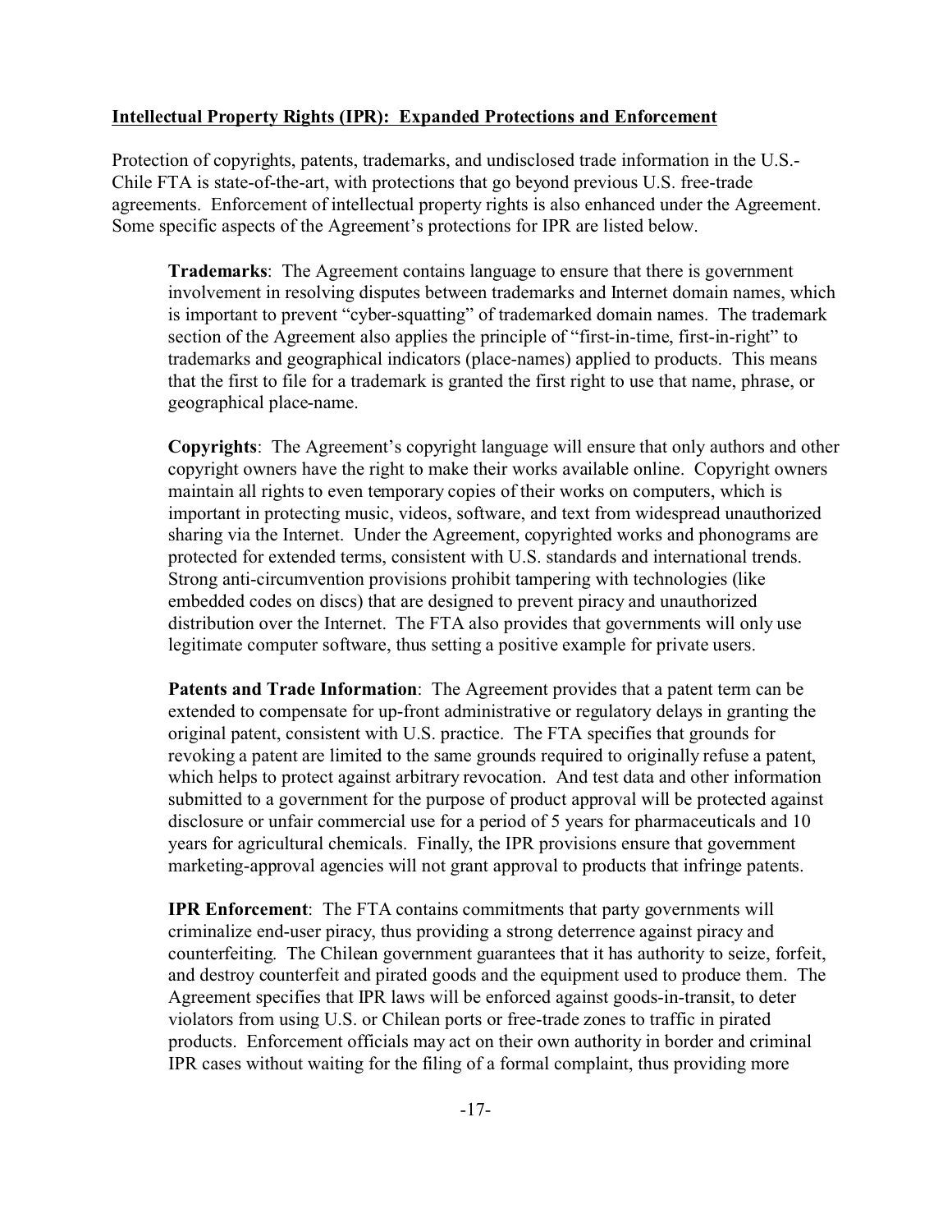**Intellectual Property Rights (IPR): Expanded Protections and Enforcement**

Protection of copyrights, patents, trademarks, and undisclosed trade information in the U.S.-Chile FTA is state-of-the-art, with protections that go beyond previous U.S. free-trade agreements. Enforcement of intellectual property rights is also enhanced under the Agreement. Some specific aspects of the Agreement's protections for IPR are listed below.

**Trademarks**: The Agreement contains language to ensure that there is government involvement in resolving disputes between trademarks and Internet domain names, which is important to prevent "cyber-squatting" of trademarked domain names. The trademark section of the Agreement also applies the principle of "first-in-time, first-in-right" to trademarks and geographical indicators (place-names) applied to products. This means that the first to file for a trademark is granted the first right to use that name, phrase, or geographical place-name.

**Copyrights**: The Agreement's copyright language will ensure that only authors and other copyright owners have the right to make their works available online. Copyright owners maintain all rights to even temporary copies of their works on computers, which is important in protecting music, videos, software, and text from widespread unauthorized sharing via the Internet. Under the Agreement, copyrighted works and phonograms are protected for extended terms, consistent with U.S. standards and international trends. Strong anti-circumvention provisions prohibit tampering with technologies (like embedded codes on discs) that are designed to prevent piracy and unauthorized distribution over the Internet. The FTA also provides that governments will only use legitimate computer software, thus setting a positive example for private users.

**Patents and Trade Information**: The Agreement provides that a patent term can be extended to compensate for up-front administrative or regulatory delays in granting the original patent, consistent with U.S. practice. The FTA specifies that grounds for revoking a patent are limited to the same grounds required to originally refuse a patent, which helps to protect against arbitrary revocation. And test data and other information submitted to a government for the purpose of product approval will be protected against disclosure or unfair commercial use for a period of 5 years for pharmaceuticals and 10 years for agricultural chemicals. Finally, the IPR provisions ensure that government marketing-approval agencies will not grant approval to products that infringe patents.

**IPR Enforcement**: The FTA contains commitments that party governments will criminalize end-user piracy, thus providing a strong deterrence against piracy and counterfeiting. The Chilean government guarantees that it has authority to seize, forfeit, and destroy counterfeit and pirated goods and the equipment used to produce them. The Agreement specifies that IPR laws will be enforced against goods-in-transit, to deter violators from using U.S. or Chilean ports or free-trade zones to traffic in pirated products. Enforcement officials may act on their own authority in border and criminal IPR cases without waiting for the filing of a formal complaint, thus providing more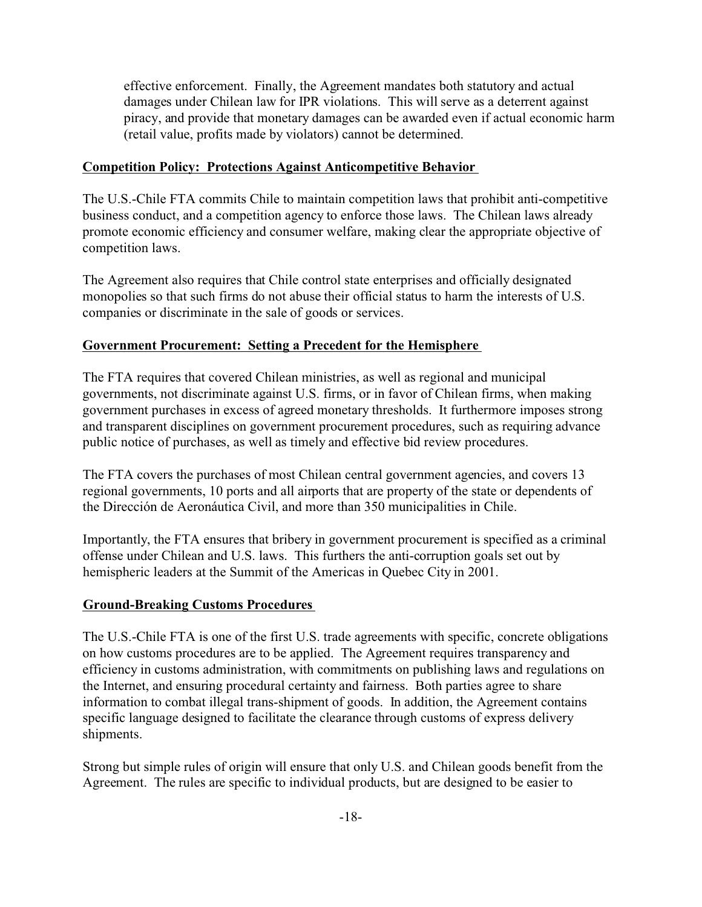effective enforcement. Finally, the Agreement mandates both statutory and actual damages under Chilean law for IPR violations. This will serve as a deterrent against piracy, and provide that monetary damages can be awarded even if actual economic harm (retail value, profits made by violators) cannot be determined.

## Competition Policy: Protections Against Anticompetitive Behavior

The U.S.-Chile FTA commits Chile to maintain competition laws that prohibit anti-competitive business conduct, and a competition agency to enforce those laws. The Chilean laws already promote economic efficiency and consumer welfare, making clear the appropriate objective of competition laws.

The Agreement also requires that Chile control state enterprises and officially designated monopolies so that such firms do not abuse their official status to harm the interests of U.S. companies or discriminate in the sale of goods or services.

## Government Procurement: Setting a Precedent for the Hemisphere

The FTA requires that covered Chilean ministries, as well as regional and municipal governments, not discriminate against U.S. firms, or in favor of Chilean firms, when making government purchases in excess of agreed monetary thresholds. It furthermore imposes strong and transparent disciplines on government procurement procedures, such as requiring advance public notice of purchases, as well as timely and effective bid review procedures.

The FTA covers the purchases of most Chilean central government agencies, and covers 13 regional governments, 10 ports and all airports that are property of the state or dependents of the Dirección de Aeronáutica Civil, and more than 350 municipalities in Chile.

Importantly, the FTA ensures that bribery in government procurement is specified as a criminal offense under Chilean and U.S. laws. This furthers the anti-corruption goals set out by hemispheric leaders at the Summit of the Americas in Quebec City in 2001.

## Ground-Breaking Customs Procedures

The U.S.-Chile FTA is one of the first U.S. trade agreements with specific, concrete obligations on how customs procedures are to be applied. The Agreement requires transparency and efficiency in customs administration, with commitments on publishing laws and regulations on the Internet, and ensuring procedural certainty and fairness. Both parties agree to share information to combat illegal trans-shipment of goods. In addition, the Agreement contains specific language designed to facilitate the clearance through customs of express delivery shipments.

Strong but simple rules of origin will ensure that only U.S. and Chilean goods benefit from the Agreement. The rules are specific to individual products, but are designed to be easier to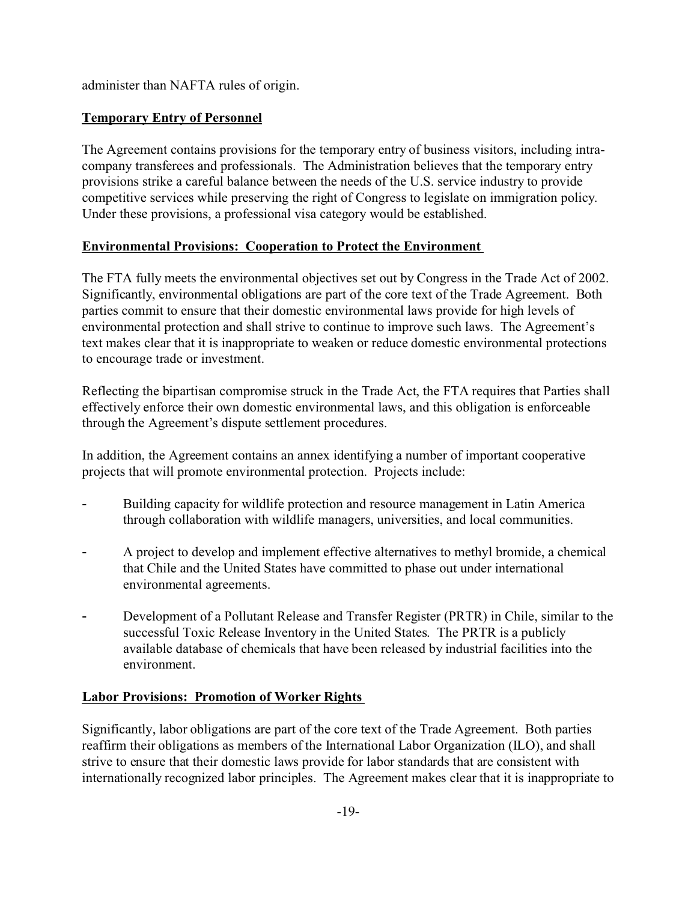administer than NAFTA rules of origin.

## Temporary Entry of Personnel

The Agreement contains provisions for the temporary entry of business visitors, including intra-company transferees and professionals. The Administration believes that the temporary entry provisions strike a careful balance between the needs of the U.S. service industry to provide competitive services while preserving the right of Congress to legislate on immigration policy. Under these provisions, a professional visa category would be established.

## Environmental Provisions: Cooperation to Protect the Environment

The FTA fully meets the environmental objectives set out by Congress in the Trade Act of 2002. Significantly, environmental obligations are part of the core text of the Trade Agreement. Both parties commit to ensure that their domestic environmental laws provide for high levels of environmental protection and shall strive to continue to improve such laws. The Agreement's text makes clear that it is inappropriate to weaken or reduce domestic environmental protections to encourage trade or investment.

Reflecting the bipartisan compromise struck in the Trade Act, the FTA requires that Parties shall effectively enforce their own domestic environmental laws, and this obligation is enforceable through the Agreement's dispute settlement procedures.

In addition, the Agreement contains an annex identifying a number of important cooperative projects that will promote environmental protection. Projects include:

- Building capacity for wildlife protection and resource management in Latin America through collaboration with wildlife managers, universities, and local communities.
- A project to develop and implement effective alternatives to methyl bromide, a chemical that Chile and the United States have committed to phase out under international environmental agreements.
- Development of a Pollutant Release and Transfer Register (PRTR) in Chile, similar to the successful Toxic Release Inventory in the United States. The PRTR is a publicly available database of chemicals that have been released by industrial facilities into the environment.

## Labor Provisions: Promotion of Worker Rights

Significantly, labor obligations are part of the core text of the Trade Agreement. Both parties reaffirm their obligations as members of the International Labor Organization (ILO), and shall strive to ensure that their domestic laws provide for labor standards that are consistent with internationally recognized labor principles. The Agreement makes clear that it is inappropriate to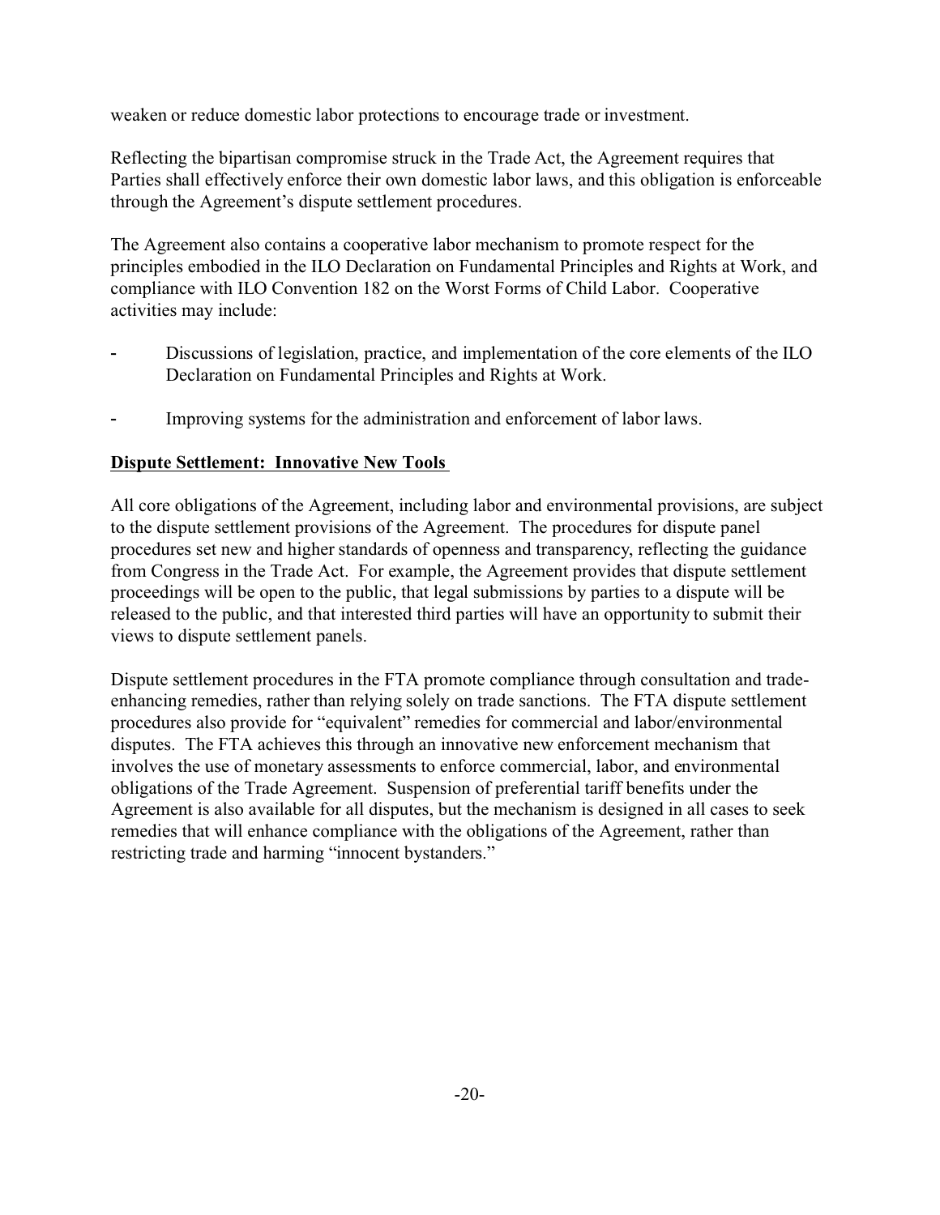weaken or reduce domestic labor protections to encourage trade or investment.

Reflecting the bipartisan compromise struck in the Trade Act, the Agreement requires that Parties shall effectively enforce their own domestic labor laws, and this obligation is enforceable through the Agreement's dispute settlement procedures.

The Agreement also contains a cooperative labor mechanism to promote respect for the principles embodied in the ILO Declaration on Fundamental Principles and Rights at Work, and compliance with ILO Convention 182 on the Worst Forms of Child Labor. Cooperative activities may include:

- Discussions of legislation, practice, and implementation of the core elements of the ILO Declaration on Fundamental Principles and Rights at Work.

- Improving systems for the administration and enforcement of labor laws.

**Dispute Settlement: Innovative New Tools**

All core obligations of the Agreement, including labor and environmental provisions, are subject to the dispute settlement provisions of the Agreement. The procedures for dispute panel procedures set new and higher standards of openness and transparency, reflecting the guidance from Congress in the Trade Act. For example, the Agreement provides that dispute settlement proceedings will be open to the public, that legal submissions by parties to a dispute will be released to the public, and that interested third parties will have an opportunity to submit their views to dispute settlement panels.

Dispute settlement procedures in the FTA promote compliance through consultation and trade-enhancing remedies, rather than relying solely on trade sanctions. The FTA dispute settlement procedures also provide for "equivalent" remedies for commercial and labor/environmental disputes. The FTA achieves this through an innovative new enforcement mechanism that involves the use of monetary assessments to enforce commercial, labor, and environmental obligations of the Trade Agreement. Suspension of preferential tariff benefits under the Agreement is also available for all disputes, but the mechanism is designed in all cases to seek remedies that will enhance compliance with the obligations of the Agreement, rather than restricting trade and harming "innocent bystanders."